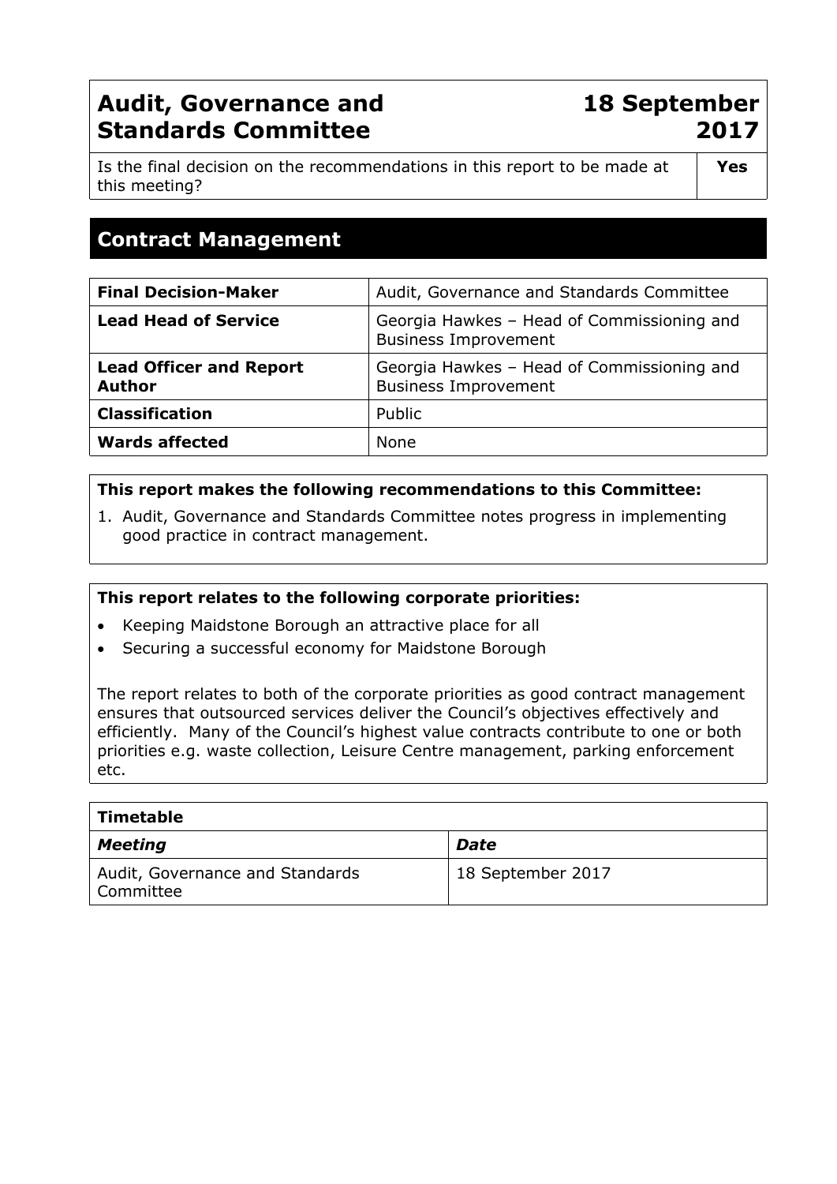# Audit, Governance and Standards Committee

**18 September 2017**

| Is the final decision on the recommendations in this report to be made at this meeting? | **Yes** |
|---|---|

## Contract Management

| **Final Decision-Maker** | Audit, Governance and Standards Committee |
|---|---|
| **Lead Head of Service** | Georgia Hawkes – Head of Commissioning and Business Improvement |
| **Lead Officer and Report Author** | Georgia Hawkes – Head of Commissioning and Business Improvement |
| **Classification** | Public |
| **Wards affected** | None |

**This report makes the following recommendations to this Committee:**

1. Audit, Governance and Standards Committee notes progress in implementing good practice in contract management.

**This report relates to the following corporate priorities:**

- Keeping Maidstone Borough an attractive place for all
- Securing a successful economy for Maidstone Borough

The report relates to both of the corporate priorities as good contract management ensures that outsourced services deliver the Council's objectives effectively and efficiently. Many of the Council's highest value contracts contribute to one or both priorities e.g. waste collection, Leisure Centre management, parking enforcement etc.

| **Timetable** | |
|---|---|
| ***Meeting*** | ***Date*** |
| Audit, Governance and Standards Committee | 18 September 2017 |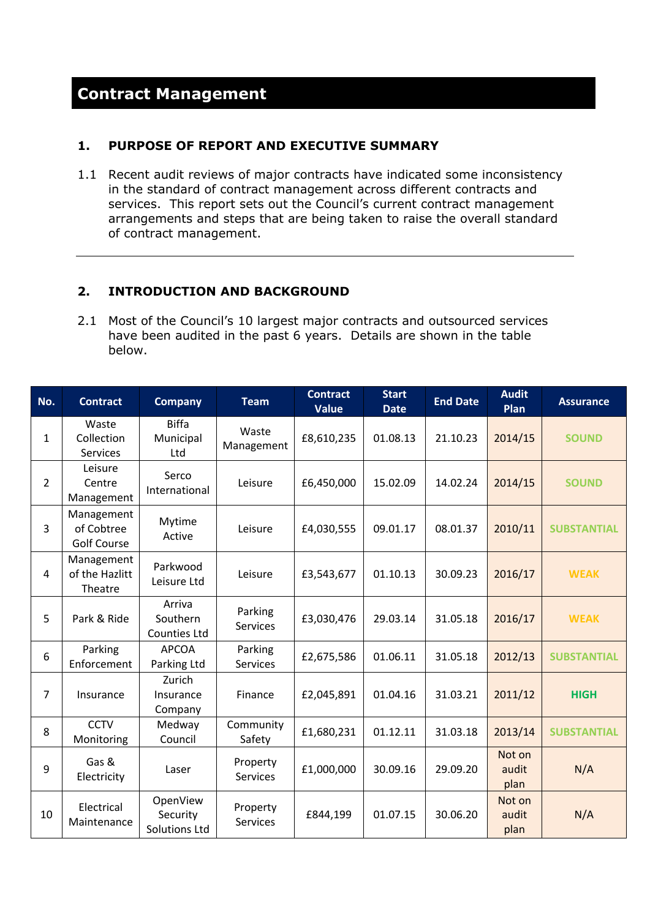# Contract Management

## 1. PURPOSE OF REPORT AND EXECUTIVE SUMMARY

1.1 Recent audit reviews of major contracts have indicated some inconsistency in the standard of contract management across different contracts and services. This report sets out the Council's current contract management arrangements and steps that are being taken to raise the overall standard of contract management.

---

## 2. INTRODUCTION AND BACKGROUND

2.1 Most of the Council's 10 largest major contracts and outsourced services have been audited in the past 6 years. Details are shown in the table below.

| No. | Contract | Company | Team | Contract Value | Start Date | End Date | Audit Plan | Assurance |
|---|---|---|---|---|---|---|---|---|
| 1 | Waste Collection Services | Biffa Municipal Ltd | Waste Management | £8,610,235 | 01.08.13 | 21.10.23 | 2014/15 | SOUND |
| 2 | Leisure Centre Management | Serco International | Leisure | £6,450,000 | 15.02.09 | 14.02.24 | 2014/15 | SOUND |
| 3 | Management of Cobtree Golf Course | Mytime Active | Leisure | £4,030,555 | 09.01.17 | 08.01.37 | 2010/11 | SUBSTANTIAL |
| 4 | Management of the Hazlitt Theatre | Parkwood Leisure Ltd | Leisure | £3,543,677 | 01.10.13 | 30.09.23 | 2016/17 | WEAK |
| 5 | Park & Ride | Arriva Southern Counties Ltd | Parking Services | £3,030,476 | 29.03.14 | 31.05.18 | 2016/17 | WEAK |
| 6 | Parking Enforcement | APCOA Parking Ltd | Parking Services | £2,675,586 | 01.06.11 | 31.05.18 | 2012/13 | SUBSTANTIAL |
| 7 | Insurance | Zurich Insurance Company | Finance | £2,045,891 | 01.04.16 | 31.03.21 | 2011/12 | HIGH |
| 8 | CCTV Monitoring | Medway Council | Community Safety | £1,680,231 | 01.12.11 | 31.03.18 | 2013/14 | SUBSTANTIAL |
| 9 | Gas & Electricity | Laser | Property Services | £1,000,000 | 30.09.16 | 29.09.20 | Not on audit plan | N/A |
| 10 | Electrical Maintenance | OpenView Security Solutions Ltd | Property Services | £844,199 | 01.07.15 | 30.06.20 | Not on audit plan | N/A |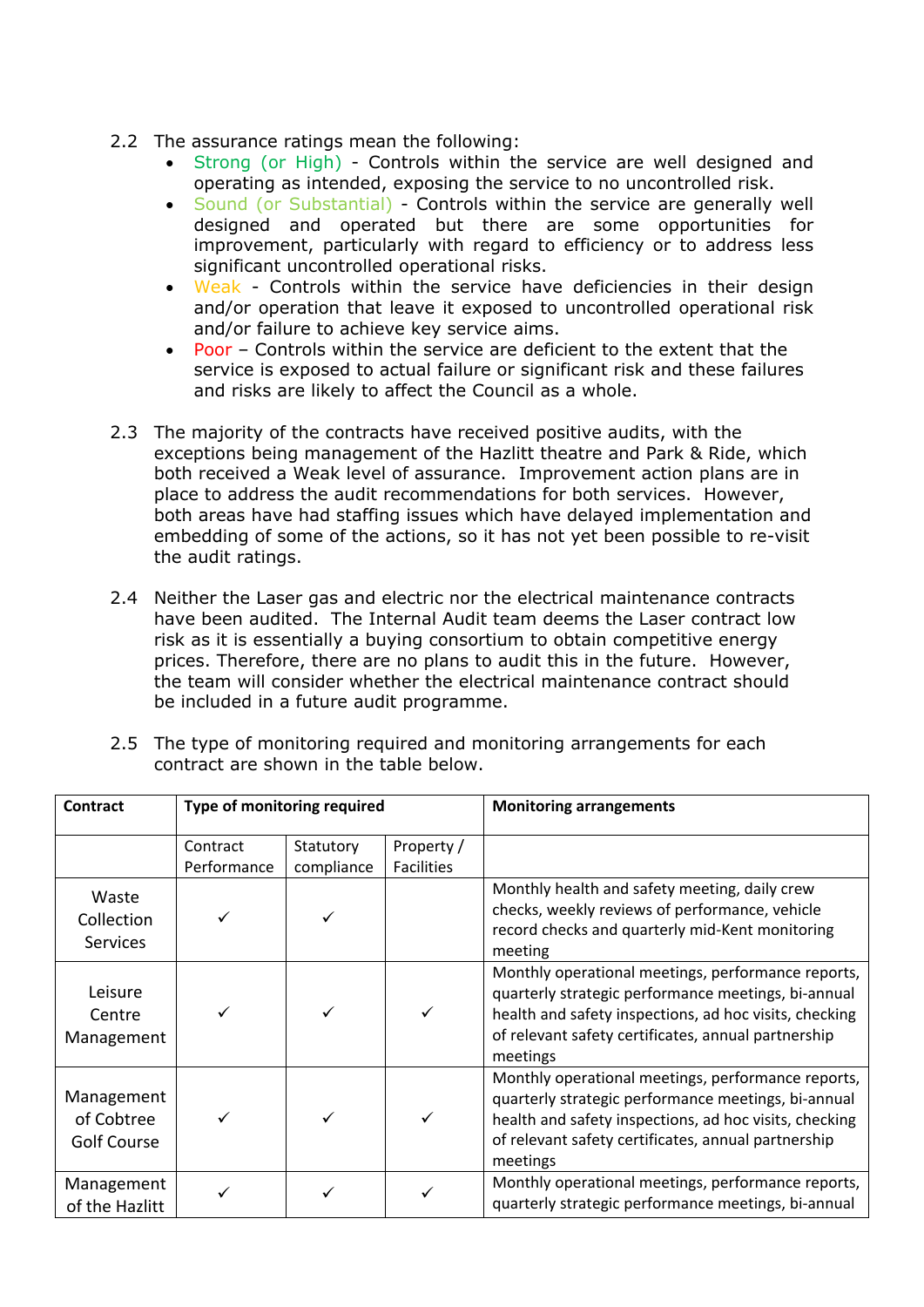2.2 The assurance ratings mean the following:

- Strong (or High) - Controls within the service are well designed and operating as intended, exposing the service to no uncontrolled risk.
- Sound (or Substantial) - Controls within the service are generally well designed and operated but there are some opportunities for improvement, particularly with regard to efficiency or to address less significant uncontrolled operational risks.
- Weak - Controls within the service have deficiencies in their design and/or operation that leave it exposed to uncontrolled operational risk and/or failure to achieve key service aims.
- Poor – Controls within the service are deficient to the extent that the service is exposed to actual failure or significant risk and these failures and risks are likely to affect the Council as a whole.

2.3 The majority of the contracts have received positive audits, with the exceptions being management of the Hazlitt theatre and Park & Ride, which both received a Weak level of assurance. Improvement action plans are in place to address the audit recommendations for both services. However, both areas have had staffing issues which have delayed implementation and embedding of some of the actions, so it has not yet been possible to re-visit the audit ratings.

2.4 Neither the Laser gas and electric nor the electrical maintenance contracts have been audited. The Internal Audit team deems the Laser contract low risk as it is essentially a buying consortium to obtain competitive energy prices. Therefore, there are no plans to audit this in the future. However, the team will consider whether the electrical maintenance contract should be included in a future audit programme.

2.5 The type of monitoring required and monitoring arrangements for each contract are shown in the table below.

| Contract | Type of monitoring required | | | Monitoring arrangements |
|---|---|---|---|---|
| | Contract Performance | Statutory compliance | Property / Facilities | |
| Waste Collection Services | ✓ | ✓ | | Monthly health and safety meeting, daily crew checks, weekly reviews of performance, vehicle record checks and quarterly mid-Kent monitoring meeting |
| Leisure Centre Management | ✓ | ✓ | ✓ | Monthly operational meetings, performance reports, quarterly strategic performance meetings, bi-annual health and safety inspections, ad hoc visits, checking of relevant safety certificates, annual partnership meetings |
| Management of Cobtree Golf Course | ✓ | ✓ | ✓ | Monthly operational meetings, performance reports, quarterly strategic performance meetings, bi-annual health and safety inspections, ad hoc visits, checking of relevant safety certificates, annual partnership meetings |
| Management of the Hazlitt | ✓ | ✓ | ✓ | Monthly operational meetings, performance reports, quarterly strategic performance meetings, bi-annual |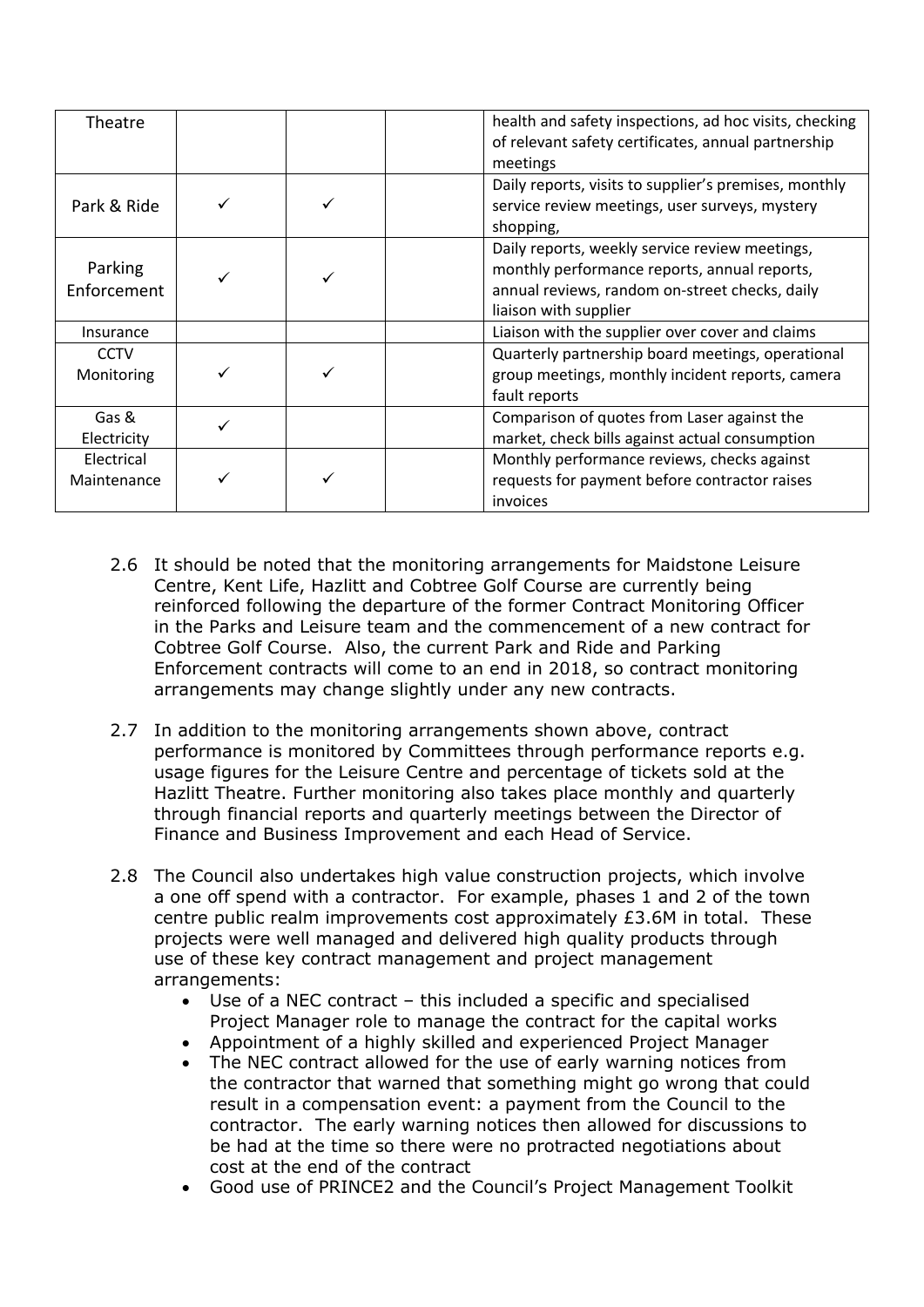| | | | | |
|---|---|---|---|---|
| Theatre | | | | health and safety inspections, ad hoc visits, checking of relevant safety certificates, annual partnership meetings |
| Park & Ride | ✓ | ✓ | | Daily reports, visits to supplier's premises, monthly service review meetings, user surveys, mystery shopping, |
| Parking Enforcement | ✓ | ✓ | | Daily reports, weekly service review meetings, monthly performance reports, annual reports, annual reviews, random on-street checks, daily liaison with supplier |
| Insurance | | | | Liaison with the supplier over cover and claims |
| CCTV Monitoring | ✓ | ✓ | | Quarterly partnership board meetings, operational group meetings, monthly incident reports, camera fault reports |
| Gas & Electricity | ✓ | | | Comparison of quotes from Laser against the market, check bills against actual consumption |
| Electrical Maintenance | ✓ | ✓ | | Monthly performance reviews, checks against requests for payment before contractor raises invoices |

2.6 It should be noted that the monitoring arrangements for Maidstone Leisure Centre, Kent Life, Hazlitt and Cobtree Golf Course are currently being reinforced following the departure of the former Contract Monitoring Officer in the Parks and Leisure team and the commencement of a new contract for Cobtree Golf Course. Also, the current Park and Ride and Parking Enforcement contracts will come to an end in 2018, so contract monitoring arrangements may change slightly under any new contracts.

2.7 In addition to the monitoring arrangements shown above, contract performance is monitored by Committees through performance reports e.g. usage figures for the Leisure Centre and percentage of tickets sold at the Hazlitt Theatre. Further monitoring also takes place monthly and quarterly through financial reports and quarterly meetings between the Director of Finance and Business Improvement and each Head of Service.

2.8 The Council also undertakes high value construction projects, which involve a one off spend with a contractor. For example, phases 1 and 2 of the town centre public realm improvements cost approximately £3.6M in total. These projects were well managed and delivered high quality products through use of these key contract management and project management arrangements:

- Use of a NEC contract – this included a specific and specialised Project Manager role to manage the contract for the capital works
- Appointment of a highly skilled and experienced Project Manager
- The NEC contract allowed for the use of early warning notices from the contractor that warned that something might go wrong that could result in a compensation event: a payment from the Council to the contractor. The early warning notices then allowed for discussions to be had at the time so there were no protracted negotiations about cost at the end of the contract
- Good use of PRINCE2 and the Council's Project Management Toolkit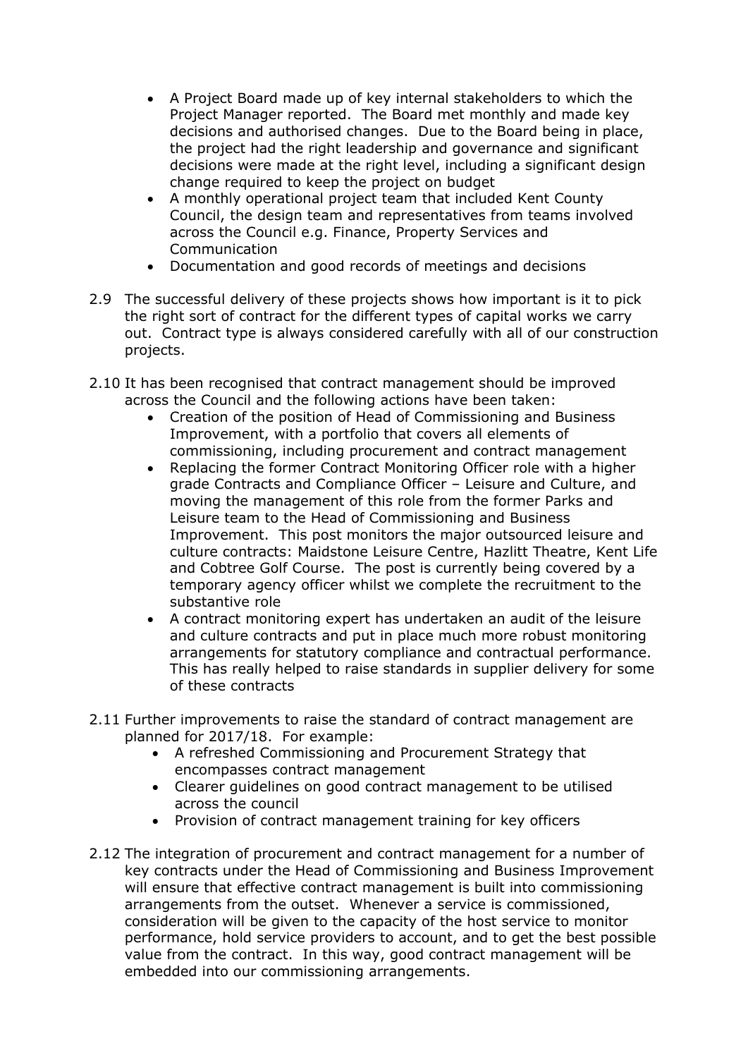- A Project Board made up of key internal stakeholders to which the Project Manager reported. The Board met monthly and made key decisions and authorised changes. Due to the Board being in place, the project had the right leadership and governance and significant decisions were made at the right level, including a significant design change required to keep the project on budget
- A monthly operational project team that included Kent County Council, the design team and representatives from teams involved across the Council e.g. Finance, Property Services and Communication
- Documentation and good records of meetings and decisions

2.9 The successful delivery of these projects shows how important is it to pick the right sort of contract for the different types of capital works we carry out. Contract type is always considered carefully with all of our construction projects.

2.10 It has been recognised that contract management should be improved across the Council and the following actions have been taken:

- Creation of the position of Head of Commissioning and Business Improvement, with a portfolio that covers all elements of commissioning, including procurement and contract management
- Replacing the former Contract Monitoring Officer role with a higher grade Contracts and Compliance Officer – Leisure and Culture, and moving the management of this role from the former Parks and Leisure team to the Head of Commissioning and Business Improvement. This post monitors the major outsourced leisure and culture contracts: Maidstone Leisure Centre, Hazlitt Theatre, Kent Life and Cobtree Golf Course. The post is currently being covered by a temporary agency officer whilst we complete the recruitment to the substantive role
- A contract monitoring expert has undertaken an audit of the leisure and culture contracts and put in place much more robust monitoring arrangements for statutory compliance and contractual performance. This has really helped to raise standards in supplier delivery for some of these contracts

2.11 Further improvements to raise the standard of contract management are planned for 2017/18. For example:

- A refreshed Commissioning and Procurement Strategy that encompasses contract management
- Clearer guidelines on good contract management to be utilised across the council
- Provision of contract management training for key officers

2.12 The integration of procurement and contract management for a number of key contracts under the Head of Commissioning and Business Improvement will ensure that effective contract management is built into commissioning arrangements from the outset. Whenever a service is commissioned, consideration will be given to the capacity of the host service to monitor performance, hold service providers to account, and to get the best possible value from the contract. In this way, good contract management will be embedded into our commissioning arrangements.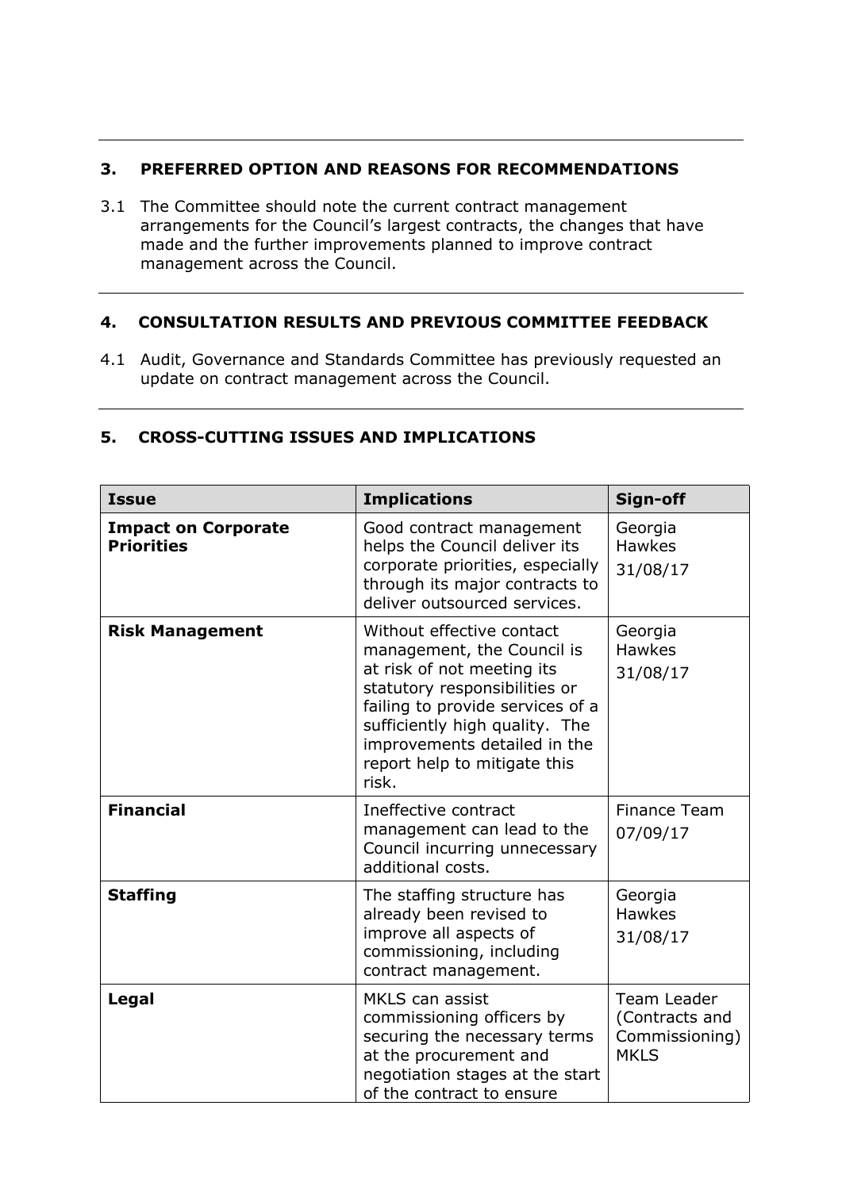## 3. PREFERRED OPTION AND REASONS FOR RECOMMENDATIONS

3.1 The Committee should note the current contract management arrangements for the Council's largest contracts, the changes that have made and the further improvements planned to improve contract management across the Council.

## 4. CONSULTATION RESULTS AND PREVIOUS COMMITTEE FEEDBACK

4.1 Audit, Governance and Standards Committee has previously requested an update on contract management across the Council.

## 5. CROSS-CUTTING ISSUES AND IMPLICATIONS

| Issue | Implications | Sign-off |
|---|---|---|
| **Impact on Corporate Priorities** | Good contract management helps the Council deliver its corporate priorities, especially through its major contracts to deliver outsourced services. | Georgia Hawkes 31/08/17 |
| **Risk Management** | Without effective contact management, the Council is at risk of not meeting its statutory responsibilities or failing to provide services of a sufficiently high quality. The improvements detailed in the report help to mitigate this risk. | Georgia Hawkes 31/08/17 |
| **Financial** | Ineffective contract management can lead to the Council incurring unnecessary additional costs. | Finance Team 07/09/17 |
| **Staffing** | The staffing structure has already been revised to improve all aspects of commissioning, including contract management. | Georgia Hawkes 31/08/17 |
| **Legal** | MKLS can assist commissioning officers by securing the necessary terms at the procurement and negotiation stages at the start of the contract to ensure | Team Leader (Contracts and Commissioning) MKLS |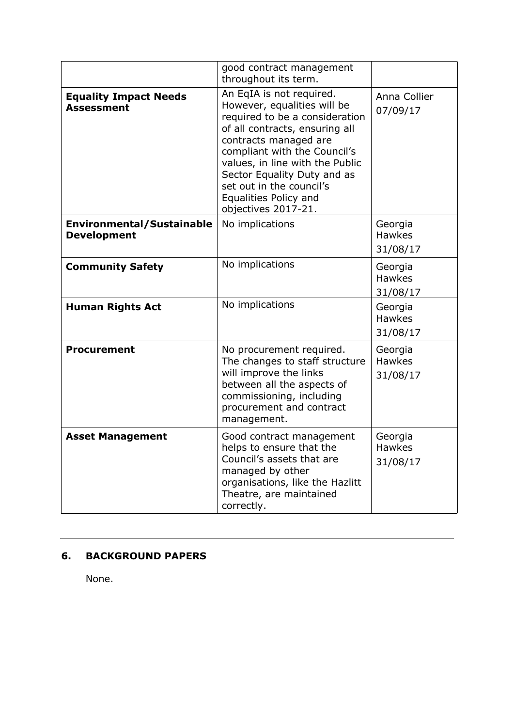| | | |
|---|---|---|
| | good contract management throughout its term. | |
| **Equality Impact Needs Assessment** | An EqIA is not required. However, equalities will be required to be a consideration of all contracts, ensuring all contracts managed are compliant with the Council's values, in line with the Public Sector Equality Duty and as set out in the council's Equalities Policy and objectives 2017-21. | Anna Collier 07/09/17 |
| **Environmental/Sustainable Development** | No implications | Georgia Hawkes 31/08/17 |
| **Community Safety** | No implications | Georgia Hawkes 31/08/17 |
| **Human Rights Act** | No implications | Georgia Hawkes 31/08/17 |
| **Procurement** | No procurement required. The changes to staff structure will improve the links between all the aspects of commissioning, including procurement and contract management. | Georgia Hawkes 31/08/17 |
| **Asset Management** | Good contract management helps to ensure that the Council's assets that are managed by other organisations, like the Hazlitt Theatre, are maintained correctly. | Georgia Hawkes 31/08/17 |

## 6. BACKGROUND PAPERS

None.